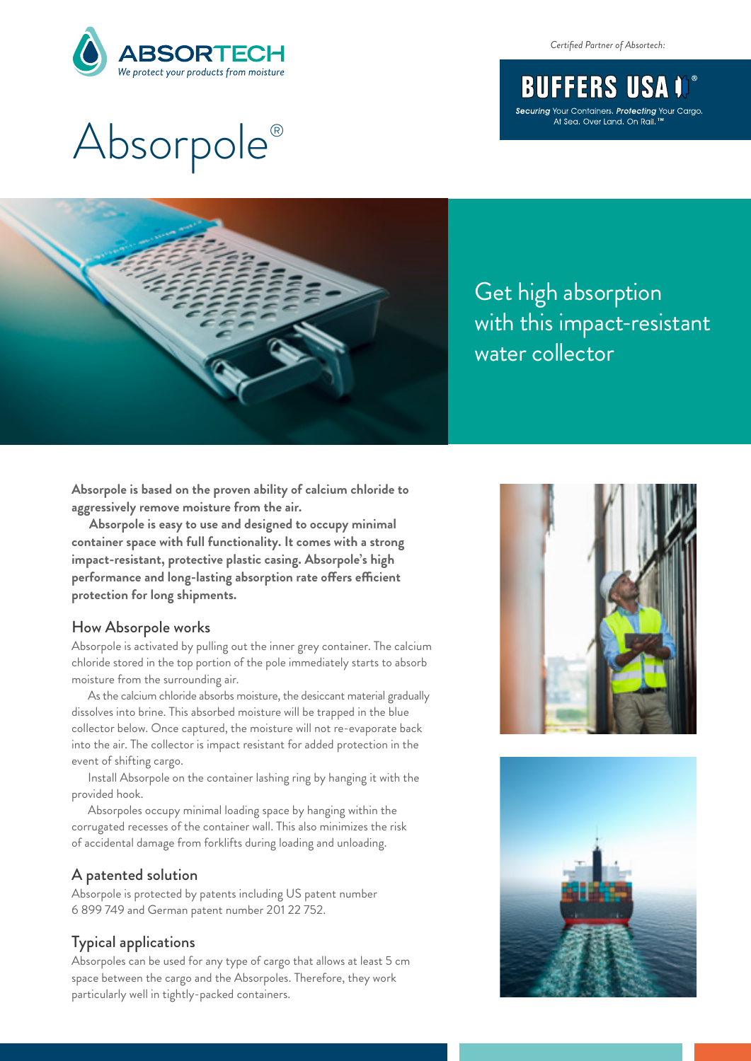ABSORTECH
*We protect your products from moisture*

*Certified Partner of Absortech:*

BUFFERS USA®
*Securing* Your Containers. *Protecting* Your Cargo. At Sea. Over Land. On Rail.™

# Absorpole®

## Get high absorption with this impact-resistant water collector

**Absorpole is based on the proven ability of calcium chloride to aggressively remove moisture from the air.**

**Absorpole is easy to use and designed to occupy minimal container space with full functionality. It comes with a strong impact-resistant, protective plastic casing. Absorpole's high performance and long-lasting absorption rate offers efficient protection for long shipments.**

## How Absorpole works

Absorpole is activated by pulling out the inner grey container. The calcium chloride stored in the top portion of the pole immediately starts to absorb moisture from the surrounding air.

As the calcium chloride absorbs moisture, the desiccant material gradually dissolves into brine. This absorbed moisture will be trapped in the blue collector below. Once captured, the moisture will not re-evaporate back into the air. The collector is impact resistant for added protection in the event of shifting cargo.

Install Absorpole on the container lashing ring by hanging it with the provided hook.

Absorpoles occupy minimal loading space by hanging within the corrugated recesses of the container wall. This also minimizes the risk of accidental damage from forklifts during loading and unloading.

## A patented solution

Absorpole is protected by patents including US patent number 6 899 749 and German patent number 201 22 752.

## Typical applications

Absorpoles can be used for any type of cargo that allows at least 5 cm space between the cargo and the Absorpoles. Therefore, they work particularly well in tightly-packed containers.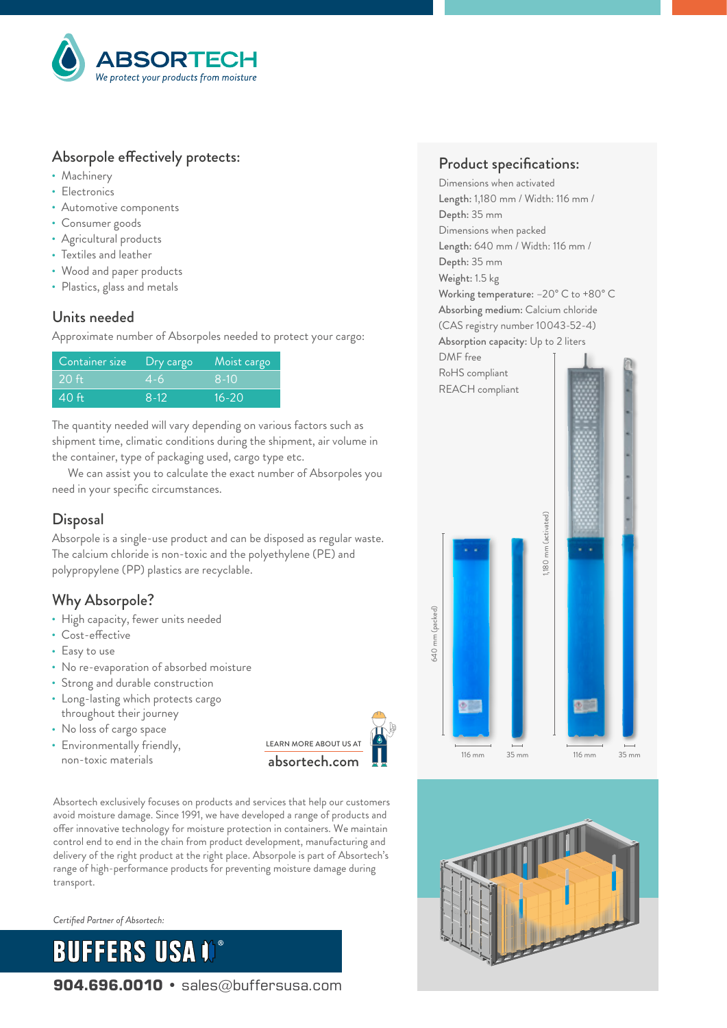# ABSORTECH

*We protect your products from moisture*

## Absorpole effectively protects:

- Machinery
- Electronics
- Automotive components
- Consumer goods
- Agricultural products
- Textiles and leather
- Wood and paper products
- Plastics, glass and metals

## Units needed

Approximate number of Absorpoles needed to protect your cargo:

| Container size | Dry cargo | Moist cargo |
|---|---|---|
| 20 ft | 4-6 | 8-10 |
| 40 ft | 8-12 | 16-20 |

The quantity needed will vary depending on various factors such as shipment time, climatic conditions during the shipment, air volume in the container, type of packaging used, cargo type etc.

We can assist you to calculate the exact number of Absorpoles you need in your specific circumstances.

## Disposal

Absorpole is a single-use product and can be disposed as regular waste. The calcium chloride is non-toxic and the polyethylene (PE) and polypropylene (PP) plastics are recyclable.

## Why Absorpole?

- High capacity, fewer units needed
- Cost-effective
- Easy to use
- No re-evaporation of absorbed moisture
- Strong and durable construction
- Long-lasting which protects cargo throughout their journey
- No loss of cargo space
- Environmentally friendly, non-toxic materials

LEARN MORE ABOUT US AT

**absortech.com**

## Product specifications:

Dimensions when activated

**Length:** 1,180 mm / **Width:** 116 mm / **Depth:** 35 mm

Dimensions when packed

**Length:** 640 mm / **Width:** 116 mm / **Depth:** 35 mm

**Weight:** 1.5 kg

**Working temperature:** –20° C to +80° C

**Absorbing medium:** Calcium chloride (CAS registry number 10043-52-4)

**Absorption capacity:** Up to 2 liters

DMF free

RoHS compliant

REACH compliant

640 mm (packed)

1,180 mm (activated)

116 mm

35 mm

116 mm

35 mm

Absortech exclusively focuses on products and services that help our customers avoid moisture damage. Since 1991, we have developed a range of products and offer innovative technology for moisture protection in containers. We maintain control end to end in the chain from product development, manufacturing and delivery of the right product at the right place. Absorpole is part of Absortech's range of high-performance products for preventing moisture damage during transport.

*Certified Partner of Absortech:*

**BUFFERS USA**®

**904.696.0010** • sales@buffersusa.com